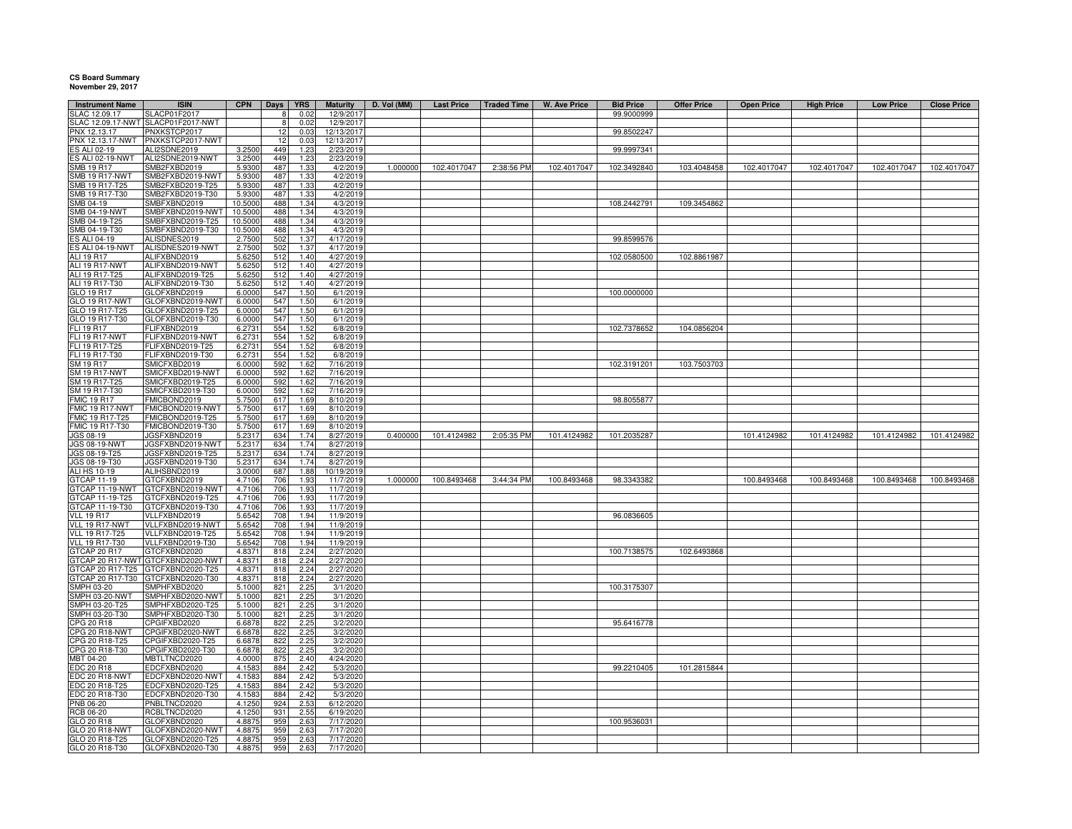**CS Board Summary**
**November 29, 2017**

| Instrument Name | ISIN | CPN | Days | YRS | Maturity | D. Vol (MM) | Last Price | Traded Time | W. Ave Price | Bid Price | Offer Price | Open Price | High Price | Low Price | Close Price |
|---|---|---|---|---|---|---|---|---|---|---|---|---|---|---|---|
| SLAC 12.09.17 | SLACP01F2017 | | 8 | 0.02 | 12/9/2017 | | | | | 99.9000999 | | | | | |
| SLAC 12.09.17-NWT | SLACP01F2017-NWT | | 8 | 0.02 | 12/9/2017 | | | | | | | | | | |
| PNX 12.13.17 | PNXKSTCP2017 | | 12 | 0.03 | 12/13/2017 | | | | | 99.8502247 | | | | | |
| PNX 12.13.17-NWT | PNXKSTCP2017-NWT | | 12 | 0.03 | 12/13/2017 | | | | | | | | | | |
| ES ALI 02-19 | ALI2SDNE2019 | 3.2500 | 449 | 1.23 | 2/23/2019 | | | | | 99.9997341 | | | | | |
| ES ALI 02-19-NWT | ALI2SDNE2019-NWT | 3.2500 | 449 | 1.23 | 2/23/2019 | | | | | | | | | | |
| SMB 19 R17 | SMB2FXBD2019 | 5.9300 | 487 | 1.33 | 4/2/2019 | 1.000000 | 102.4017047 | 2:38:56 PM | 102.4017047 | 102.3492840 | 103.4048458 | 102.4017047 | 102.4017047 | 102.4017047 | 102.4017047 |
| SMB 19 R17-NWT | SMB2FXBD2019-NWT | 5.9300 | 487 | 1.33 | 4/2/2019 | | | | | | | | | | |
| SMB 19 R17-T25 | SMB2FXBD2019-T25 | 5.9300 | 487 | 1.33 | 4/2/2019 | | | | | | | | | | |
| SMB 19 R17-T30 | SMB2FXBD2019-T30 | 5.9300 | 487 | 1.33 | 4/2/2019 | | | | | | | | | | |
| SMB 04-19 | SMBFXBND2019 | 10.5000 | 488 | 1.34 | 4/3/2019 | | | | | 108.2442791 | 109.3454862 | | | | |
| SMB 04-19-NWT | SMBFXBND2019-NWT | 10.5000 | 488 | 1.34 | 4/3/2019 | | | | | | | | | | |
| SMB 04-19-T25 | SMBFXBND2019-T25 | 10.5000 | 488 | 1.34 | 4/3/2019 | | | | | | | | | | |
| SMB 04-19-T30 | SMBFXBND2019-T30 | 10.5000 | 488 | 1.34 | 4/3/2019 | | | | | | | | | | |
| ES ALI 04-19 | ALISDNES2019 | 2.7500 | 502 | 1.37 | 4/17/2019 | | | | | 99.8599576 | | | | | |
| ES ALI 04-19-NWT | ALISDNES2019-NWT | 2.7500 | 502 | 1.37 | 4/17/2019 | | | | | | | | | | |
| ALI 19 R17 | ALIFXBND2019 | 5.6250 | 512 | 1.40 | 4/27/2019 | | | | | 102.0580500 | 102.8861987 | | | | |
| ALI 19 R17-NWT | ALIFXBND2019-NWT | 5.6250 | 512 | 1.40 | 4/27/2019 | | | | | | | | | | |
| ALI 19 R17-T25 | ALIFXBND2019-T25 | 5.6250 | 512 | 1.40 | 4/27/2019 | | | | | | | | | | |
| ALI 19 R17-T30 | ALIFXBND2019-T30 | 5.6250 | 512 | 1.40 | 4/27/2019 | | | | | | | | | | |
| GLO 19 R17 | GLOFXBND2019 | 6.0000 | 547 | 1.50 | 6/1/2019 | | | | | 100.0000000 | | | | | |
| GLO 19 R17-NWT | GLOFXBND2019-NWT | 6.0000 | 547 | 1.50 | 6/1/2019 | | | | | | | | | | |
| GLO 19 R17-T25 | GLOFXBND2019-T25 | 6.0000 | 547 | 1.50 | 6/1/2019 | | | | | | | | | | |
| GLO 19 R17-T30 | GLOFXBND2019-T30 | 6.0000 | 547 | 1.50 | 6/1/2019 | | | | | | | | | | |
| FLI 19 R17 | FLIFXBND2019 | 6.2731 | 554 | 1.52 | 6/8/2019 | | | | | 102.7378652 | 104.0856204 | | | | |
| FLI 19 R17-NWT | FLIFXBND2019-NWT | 6.2731 | 554 | 1.52 | 6/8/2019 | | | | | | | | | | |
| FLI 19 R17-T25 | FLIFXBND2019-T25 | 6.2731 | 554 | 1.52 | 6/8/2019 | | | | | | | | | | |
| FLI 19 R17-T30 | FLIFXBND2019-T30 | 6.2731 | 554 | 1.52 | 6/8/2019 | | | | | | | | | | |
| SM 19 R17 | SMICFXBD2019 | 6.0000 | 592 | 1.62 | 7/16/2019 | | | | | 102.3191201 | 103.7503703 | | | | |
| SM 19 R17-NWT | SMICFXBD2019-NWT | 6.0000 | 592 | 1.62 | 7/16/2019 | | | | | | | | | | |
| SM 19 R17-T25 | SMICFXBD2019-T25 | 6.0000 | 592 | 1.62 | 7/16/2019 | | | | | | | | | | |
| SM 19 R17-T30 | SMICFXBD2019-T30 | 6.0000 | 592 | 1.62 | 7/16/2019 | | | | | | | | | | |
| FMIC 19 R17 | FMICBOND2019 | 5.7500 | 617 | 1.69 | 8/10/2019 | | | | | 98.8055877 | | | | | |
| FMIC 19 R17-NWT | FMICBOND2019-NWT | 5.7500 | 617 | 1.69 | 8/10/2019 | | | | | | | | | | |
| FMIC 19 R17-T25 | FMICBOND2019-T25 | 5.7500 | 617 | 1.69 | 8/10/2019 | | | | | | | | | | |
| FMIC 19 R17-T30 | FMICBOND2019-T30 | 5.7500 | 617 | 1.69 | 8/10/2019 | | | | | | | | | | |
| JGS 08-19 | JGSFXBND2019 | 5.2317 | 634 | 1.74 | 8/27/2019 | 0.400000 | 101.4124982 | 2:05:35 PM | 101.4124982 | 101.2035287 | | 101.4124982 | 101.4124982 | 101.4124982 | 101.4124982 |
| JGS 08-19-NWT | JGSFXBND2019-NWT | 5.2317 | 634 | 1.74 | 8/27/2019 | | | | | | | | | | |
| JGS 08-19-T25 | JGSFXBND2019-T25 | 5.2317 | 634 | 1.74 | 8/27/2019 | | | | | | | | | | |
| JGS 08-19-T30 | JGSFXBND2019-T30 | 5.2317 | 634 | 1.74 | 8/27/2019 | | | | | | | | | | |
| ALI HS 10-19 | ALIHSBND2019 | 3.0000 | 687 | 1.88 | 10/19/2019 | | | | | | | | | | |
| GTCAP 11-19 | GTCFXBND2019 | 4.7106 | 706 | 1.93 | 11/7/2019 | 1.000000 | 100.8493468 | 3:44:34 PM | 100.8493468 | 98.3343382 | | 100.8493468 | 100.8493468 | 100.8493468 | 100.8493468 |
| GTCAP 11-19-NWT | GTCFXBND2019-NWT | 4.7106 | 706 | 1.93 | 11/7/2019 | | | | | | | | | | |
| GTCAP 11-19-T25 | GTCFXBND2019-T25 | 4.7106 | 706 | 1.93 | 11/7/2019 | | | | | | | | | | |
| GTCAP 11-19-T30 | GTCFXBND2019-T30 | 4.7106 | 706 | 1.93 | 11/7/2019 | | | | | | | | | | |
| VLL 19 R17 | VLLFXBND2019 | 5.6542 | 708 | 1.94 | 11/9/2019 | | | | | 96.0836605 | | | | | |
| VLL 19 R17-NWT | VLLFXBND2019-NWT | 5.6542 | 708 | 1.94 | 11/9/2019 | | | | | | | | | | |
| VLL 19 R17-T25 | VLLFXBND2019-T25 | 5.6542 | 708 | 1.94 | 11/9/2019 | | | | | | | | | | |
| VLL 19 R17-T30 | VLLFXBND2019-T30 | 5.6542 | 708 | 1.94 | 11/9/2019 | | | | | | | | | | |
| GTCAP 20 R17 | GTCFXBND2020 | 4.8371 | 818 | 2.24 | 2/27/2020 | | | | | 100.7138575 | 102.6493868 | | | | |
| GTCAP 20 R17-NWT | GTCFXBND2020-NWT | 4.8371 | 818 | 2.24 | 2/27/2020 | | | | | | | | | | |
| GTCAP 20 R17-T25 | GTCFXBND2020-T25 | 4.8371 | 818 | 2.24 | 2/27/2020 | | | | | | | | | | |
| GTCAP 20 R17-T30 | GTCFXBND2020-T30 | 4.8371 | 818 | 2.24 | 2/27/2020 | | | | | | | | | | |
| SMPH 03-20 | SMPHFXBD2020 | 5.1000 | 821 | 2.25 | 3/1/2020 | | | | | 100.3175307 | | | | | |
| SMPH 03-20-NWT | SMPHFXBD2020-NWT | 5.1000 | 821 | 2.25 | 3/1/2020 | | | | | | | | | | |
| SMPH 03-20-T25 | SMPHFXBD2020-T25 | 5.1000 | 821 | 2.25 | 3/1/2020 | | | | | | | | | | |
| SMPH 03-20-T30 | SMPHFXBD2020-T30 | 5.1000 | 821 | 2.25 | 3/1/2020 | | | | | | | | | | |
| CPG 20 R18 | CPGIFXBD2020 | 6.6878 | 822 | 2.25 | 3/2/2020 | | | | | 95.6416778 | | | | | |
| CPG 20 R18-NWT | CPGIFXBD2020-NWT | 6.6878 | 822 | 2.25 | 3/2/2020 | | | | | | | | | | |
| CPG 20 R18-T25 | CPGIFXBD2020-T25 | 6.6878 | 822 | 2.25 | 3/2/2020 | | | | | | | | | | |
| CPG 20 R18-T30 | CPGIFXBD2020-T30 | 6.6878 | 822 | 2.25 | 3/2/2020 | | | | | | | | | | |
| MBT 04-20 | MBTLTNCD2020 | 4.0000 | 875 | 2.40 | 4/24/2020 | | | | | | | | | | |
| EDC 20 R18 | EDCFXBND2020 | 4.1583 | 884 | 2.42 | 5/3/2020 | | | | | 99.2210405 | 101.2815844 | | | | |
| EDC 20 R18-NWT | EDCFXBND2020-NWT | 4.1583 | 884 | 2.42 | 5/3/2020 | | | | | | | | | | |
| EDC 20 R18-T25 | EDCFXBND2020-T25 | 4.1583 | 884 | 2.42 | 5/3/2020 | | | | | | | | | | |
| EDC 20 R18-T30 | EDCFXBND2020-T30 | 4.1583 | 884 | 2.42 | 5/3/2020 | | | | | | | | | | |
| PNB 06-20 | PNBLTNCD2020 | 4.1250 | 924 | 2.53 | 6/12/2020 | | | | | | | | | | |
| RCB 06-20 | RCBLTNCD2020 | 4.1250 | 931 | 2.55 | 6/19/2020 | | | | | | | | | | |
| GLO 20 R18 | GLOFXBND2020 | 4.8875 | 959 | 2.63 | 7/17/2020 | | | | | 100.9536031 | | | | | |
| GLO 20 R18-NWT | GLOFXBND2020-NWT | 4.8875 | 959 | 2.63 | 7/17/2020 | | | | | | | | | | |
| GLO 20 R18-T25 | GLOFXBND2020-T25 | 4.8875 | 959 | 2.63 | 7/17/2020 | | | | | | | | | | |
| GLO 20 R18-T30 | GLOFXBND2020-T30 | 4.8875 | 959 | 2.63 | 7/17/2020 | | | | | | | | | | |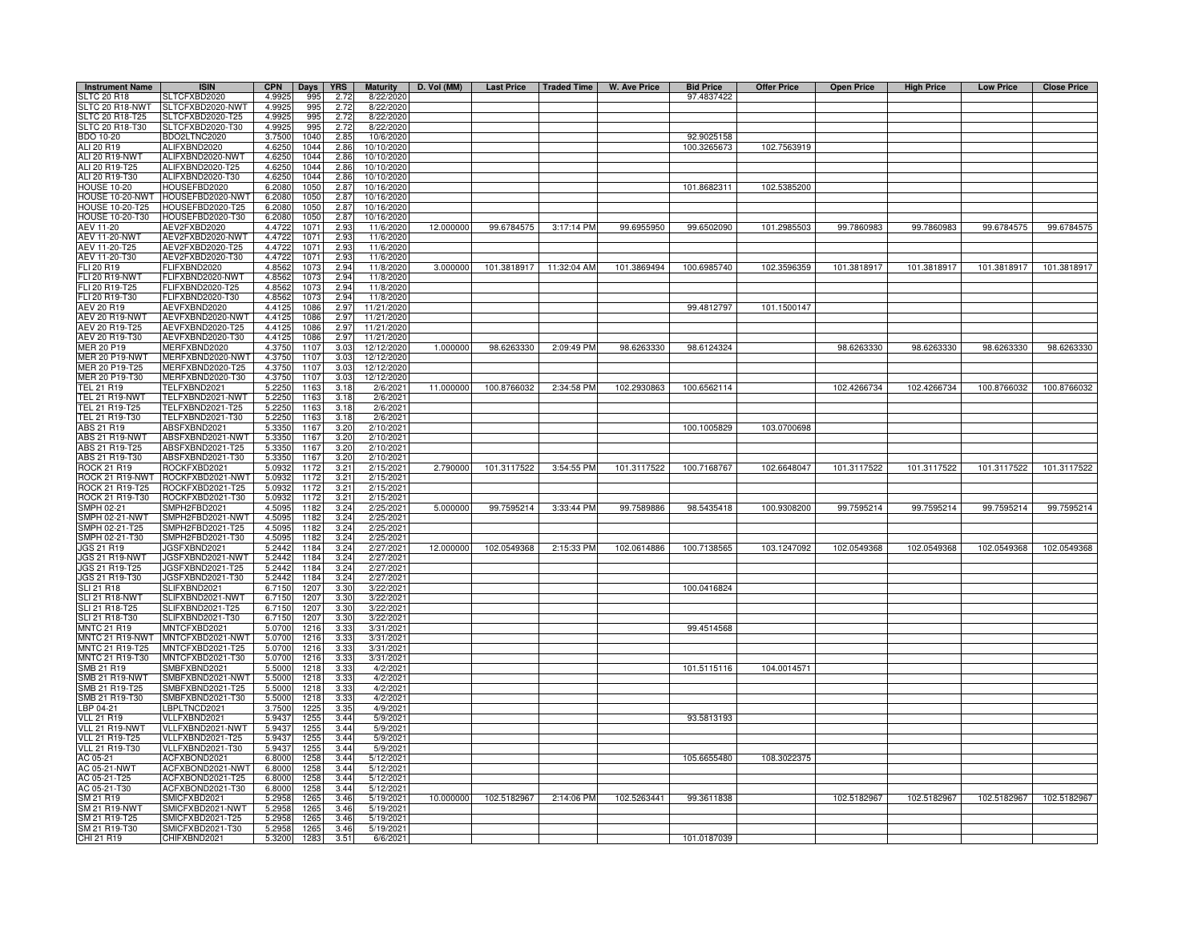| Instrument Name | ISIN | CPN | Days | YRS | Maturity | D. Vol (MM) | Last Price | Traded Time | W. Ave Price | Bid Price | Offer Price | Open Price | High Price | Low Price | Close Price |
|---|---|---|---|---|---|---|---|---|---|---|---|---|---|---|---|
| SLTC 20 R18 | SLTCFXBD2020 | 4.9925 | 995 | 2.72 | 8/22/2020 | | | | | 97.4837422 | | | | | |
| SLTC 20 R18-NWT | SLTCFXBD2020-NWT | 4.9925 | 995 | 2.72 | 8/22/2020 | | | | | | | | | | |
| SLTC 20 R18-T25 | SLTCFXBD2020-T25 | 4.9925 | 995 | 2.72 | 8/22/2020 | | | | | | | | | | |
| SLTC 20 R18-T30 | SLTCFXBD2020-T30 | 4.9925 | 995 | 2.72 | 8/22/2020 | | | | | | | | | | |
| BDO 10-20 | BDO2LTNC2020 | 3.7500 | 1040 | 2.85 | 10/6/2020 | | | | | 92.9025158 | | | | | |
| ALI 20 R19 | ALIFXBND2020 | 4.6250 | 1044 | 2.86 | 10/10/2020 | | | | | 100.3265673 | 102.7563919 | | | | |
| ALI 20 R19-NWT | ALIFXBND2020-NWT | 4.6250 | 1044 | 2.86 | 10/10/2020 | | | | | | | | | | |
| ALI 20 R19-T25 | ALIFXBND2020-T25 | 4.6250 | 1044 | 2.86 | 10/10/2020 | | | | | | | | | | |
| ALI 20 R19-T30 | ALIFXBND2020-T30 | 4.6250 | 1044 | 2.86 | 10/10/2020 | | | | | | | | | | |
| HOUSE 10-20 | HOUSEFBD2020 | 6.2080 | 1050 | 2.87 | 10/16/2020 | | | | | 101.8682311 | 102.5385200 | | | | |
| HOUSE 10-20-NWT | HOUSEFBD2020-NWT | 6.2080 | 1050 | 2.87 | 10/16/2020 | | | | | | | | | | |
| HOUSE 10-20-T25 | HOUSEFBD2020-T25 | 6.2080 | 1050 | 2.87 | 10/16/2020 | | | | | | | | | | |
| HOUSE 10-20-T30 | HOUSEFBD2020-T30 | 6.2080 | 1050 | 2.87 | 10/16/2020 | | | | | | | | | | |
| AEV 11-20 | AEV2FXBD2020 | 4.4722 | 1071 | 2.93 | 11/6/2020 | 12.000000 | 99.6784575 | 3:17:14 PM | 99.6955950 | 99.6502090 | 101.2985503 | 99.7860983 | 99.7860983 | 99.6784575 | 99.6784575 |
| AEV 11-20-NWT | AEV2FXBD2020-NWT | 4.4722 | 1071 | 2.93 | 11/6/2020 | | | | | | | | | | |
| AEV 11-20-T25 | AEV2FXBD2020-T25 | 4.4722 | 1071 | 2.93 | 11/6/2020 | | | | | | | | | | |
| AEV 11-20-T30 | AEV2FXBD2020-T30 | 4.4722 | 1071 | 2.93 | 11/6/2020 | | | | | | | | | | |
| FLI 20 R19 | FLIFXBND2020 | 4.8562 | 1073 | 2.94 | 11/8/2020 | 3.000000 | 101.3818917 | 11:32:04 AM | 101.3869494 | 100.6985740 | 102.3596359 | 101.3818917 | 101.3818917 | 101.3818917 | 101.3818917 |
| FLI 20 R19-NWT | FLIFXBND2020-NWT | 4.8562 | 1073 | 2.94 | 11/8/2020 | | | | | | | | | | |
| FLI 20 R19-T25 | FLIFXBND2020-T25 | 4.8562 | 1073 | 2.94 | 11/8/2020 | | | | | | | | | | |
| FLI 20 R19-T30 | FLIFXBND2020-T30 | 4.8562 | 1073 | 2.94 | 11/8/2020 | | | | | | | | | | |
| AEV 20 R19 | AEVFXBND2020 | 4.4125 | 1086 | 2.97 | 11/21/2020 | | | | | 99.4812797 | 101.1500147 | | | | |
| AEV 20 R19-NWT | AEVFXBND2020-NWT | 4.4125 | 1086 | 2.97 | 11/21/2020 | | | | | | | | | | |
| AEV 20 R19-T25 | AEVFXBND2020-T25 | 4.4125 | 1086 | 2.97 | 11/21/2020 | | | | | | | | | | |
| AEV 20 R19-T30 | AEVFXBND2020-T30 | 4.4125 | 1086 | 2.97 | 11/21/2020 | | | | | | | | | | |
| MER 20 P19 | MERFXBND2020 | 4.3750 | 1107 | 3.03 | 12/12/2020 | 1.000000 | 98.6263330 | 2:09:49 PM | 98.6263330 | 98.6124324 | | 98.6263330 | 98.6263330 | 98.6263330 | 98.6263330 |
| MER 20 P19-NWT | MERFXBND2020-NWT | 4.3750 | 1107 | 3.03 | 12/12/2020 | | | | | | | | | | |
| MER 20 P19-T25 | MERFXBND2020-T25 | 4.3750 | 1107 | 3.03 | 12/12/2020 | | | | | | | | | | |
| MER 20 P19-T30 | MERFXBND2020-T30 | 4.3750 | 1107 | 3.03 | 12/12/2020 | | | | | | | | | | |
| TEL 21 R19 | TELFXBND2021 | 5.2250 | 1163 | 3.18 | 2/6/2021 | 11.000000 | 100.8766032 | 2:34:58 PM | 102.2930863 | 100.6562114 | | 102.4266734 | 102.4266734 | 100.8766032 | 100.8766032 |
| TEL 21 R19-NWT | TELFXBND2021-NWT | 5.2250 | 1163 | 3.18 | 2/6/2021 | | | | | | | | | | |
| TEL 21 R19-T25 | TELFXBND2021-T25 | 5.2250 | 1163 | 3.18 | 2/6/2021 | | | | | | | | | | |
| TEL 21 R19-T30 | TELFXBND2021-T30 | 5.2250 | 1163 | 3.18 | 2/6/2021 | | | | | | | | | | |
| ABS 21 R19 | ABSFXBND2021 | 5.3350 | 1167 | 3.20 | 2/10/2021 | | | | | 100.1005829 | 103.0700698 | | | | |
| ABS 21 R19-NWT | ABSFXBND2021-NWT | 5.3350 | 1167 | 3.20 | 2/10/2021 | | | | | | | | | | |
| ABS 21 R19-T25 | ABSFXBND2021-T25 | 5.3350 | 1167 | 3.20 | 2/10/2021 | | | | | | | | | | |
| ABS 21 R19-T30 | ABSFXBND2021-T30 | 5.3350 | 1167 | 3.20 | 2/10/2021 | | | | | | | | | | |
| ROCK 21 R19 | ROCKFXBD2021 | 5.0932 | 1172 | 3.21 | 2/15/2021 | 2.790000 | 101.3117522 | 3:54:55 PM | 101.3117522 | 100.7168767 | 102.6648047 | 101.3117522 | 101.3117522 | 101.3117522 | 101.3117522 |
| ROCK 21 R19-NWT | ROCKFXBD2021-NWT | 5.0932 | 1172 | 3.21 | 2/15/2021 | | | | | | | | | | |
| ROCK 21 R19-T25 | ROCKFXBD2021-T25 | 5.0932 | 1172 | 3.21 | 2/15/2021 | | | | | | | | | | |
| ROCK 21 R19-T30 | ROCKFXBD2021-T30 | 5.0932 | 1172 | 3.21 | 2/15/2021 | | | | | | | | | | |
| SMPH 02-21 | SMPH2FBD2021 | 4.5095 | 1182 | 3.24 | 2/25/2021 | 5.000000 | 99.7595214 | 3:33:44 PM | 99.7589886 | 98.5435418 | 100.9308200 | 99.7595214 | 99.7595214 | 99.7595214 | 99.7595214 |
| SMPH 02-21-NWT | SMPH2FBD2021-NWT | 4.5095 | 1182 | 3.24 | 2/25/2021 | | | | | | | | | | |
| SMPH 02-21-T25 | SMPH2FBD2021-T25 | 4.5095 | 1182 | 3.24 | 2/25/2021 | | | | | | | | | | |
| SMPH 02-21-T30 | SMPH2FBD2021-T30 | 4.5095 | 1182 | 3.24 | 2/25/2021 | | | | | | | | | | |
| JGS 21 R19 | JGSFXBND2021 | 5.2442 | 1184 | 3.24 | 2/27/2021 | 12.000000 | 102.0549368 | 2:15:33 PM | 102.0614886 | 100.7138565 | 103.1247092 | 102.0549368 | 102.0549368 | 102.0549368 | 102.0549368 |
| JGS 21 R19-NWT | JGSFXBND2021-NWT | 5.2442 | 1184 | 3.24 | 2/27/2021 | | | | | | | | | | |
| JGS 21 R19-T25 | JGSFXBND2021-T25 | 5.2442 | 1184 | 3.24 | 2/27/2021 | | | | | | | | | | |
| JGS 21 R19-T30 | JGSFXBND2021-T30 | 5.2442 | 1184 | 3.24 | 2/27/2021 | | | | | | | | | | |
| SLI 21 R18 | SLIFXBND2021 | 6.7150 | 1207 | 3.30 | 3/22/2021 | | | | | 100.0416824 | | | | | |
| SLI 21 R18-NWT | SLIFXBND2021-NWT | 6.7150 | 1207 | 3.30 | 3/22/2021 | | | | | | | | | | |
| SLI 21 R18-T25 | SLIFXBND2021-T25 | 6.7150 | 1207 | 3.30 | 3/22/2021 | | | | | | | | | | |
| SLI 21 R18-T30 | SLIFXBND2021-T30 | 6.7150 | 1207 | 3.30 | 3/22/2021 | | | | | | | | | | |
| MNTC 21 R19 | MNTCFXBD2021 | 5.0700 | 1216 | 3.33 | 3/31/2021 | | | | | 99.4514568 | | | | | |
| MNTC 21 R19-NWT | MNTCFXBD2021-NWT | 5.0700 | 1216 | 3.33 | 3/31/2021 | | | | | | | | | | |
| MNTC 21 R19-T25 | MNTCFXBD2021-T25 | 5.0700 | 1216 | 3.33 | 3/31/2021 | | | | | | | | | | |
| MNTC 21 R19-T30 | MNTCFXBD2021-T30 | 5.0700 | 1216 | 3.33 | 3/31/2021 | | | | | | | | | | |
| SMB 21 R19 | SMBFXBND2021 | 5.5000 | 1218 | 3.33 | 4/2/2021 | | | | | 101.5115116 | 104.0014571 | | | | |
| SMB 21 R19-NWT | SMBFXBND2021-NWT | 5.5000 | 1218 | 3.33 | 4/2/2021 | | | | | | | | | | |
| SMB 21 R19-T25 | SMBFXBND2021-T25 | 5.5000 | 1218 | 3.33 | 4/2/2021 | | | | | | | | | | |
| SMB 21 R19-T30 | SMBFXBND2021-T30 | 5.5000 | 1218 | 3.33 | 4/2/2021 | | | | | | | | | | |
| LBP 04-21 | LBPLTNCD2021 | 3.7500 | 1225 | 3.35 | 4/9/2021 | | | | | | | | | | |
| VLL 21 R19 | VLLFXBND2021 | 5.9437 | 1255 | 3.44 | 5/9/2021 | | | | | 93.5813193 | | | | | |
| VLL 21 R19-NWT | VLLFXBND2021-NWT | 5.9437 | 1255 | 3.44 | 5/9/2021 | | | | | | | | | | |
| VLL 21 R19-T25 | VLLFXBND2021-T25 | 5.9437 | 1255 | 3.44 | 5/9/2021 | | | | | | | | | | |
| VLL 21 R19-T30 | VLLFXBND2021-T30 | 5.9437 | 1255 | 3.44 | 5/9/2021 | | | | | | | | | | |
| AC 05-21 | ACFXBOND2021 | 6.8000 | 1258 | 3.44 | 5/12/2021 | | | | | 105.6655480 | 108.3022375 | | | | |
| AC 05-21-NWT | ACFXBOND2021-NWT | 6.8000 | 1258 | 3.44 | 5/12/2021 | | | | | | | | | | |
| AC 05-21-T25 | ACFXBOND2021-T25 | 6.8000 | 1258 | 3.44 | 5/12/2021 | | | | | | | | | | |
| AC 05-21-T30 | ACFXBOND2021-T30 | 6.8000 | 1258 | 3.44 | 5/12/2021 | | | | | | | | | | |
| SM 21 R19 | SMICFXBD2021 | 5.2958 | 1265 | 3.46 | 5/19/2021 | 10.000000 | 102.5182967 | 2:14:06 PM | 102.5263441 | 99.3611838 | | 102.5182967 | 102.5182967 | 102.5182967 | 102.5182967 |
| SM 21 R19-NWT | SMICFXBD2021-NWT | 5.2958 | 1265 | 3.46 | 5/19/2021 | | | | | | | | | | |
| SM 21 R19-T25 | SMICFXBD2021-T25 | 5.2958 | 1265 | 3.46 | 5/19/2021 | | | | | | | | | | |
| SM 21 R19-T30 | SMICFXBD2021-T30 | 5.2958 | 1265 | 3.46 | 5/19/2021 | | | | | | | | | | |
| CHI 21 R19 | CHIFXBND2021 | 5.3200 | 1283 | 3.51 | 6/6/2021 | | | | | 101.0187039 | | | | | |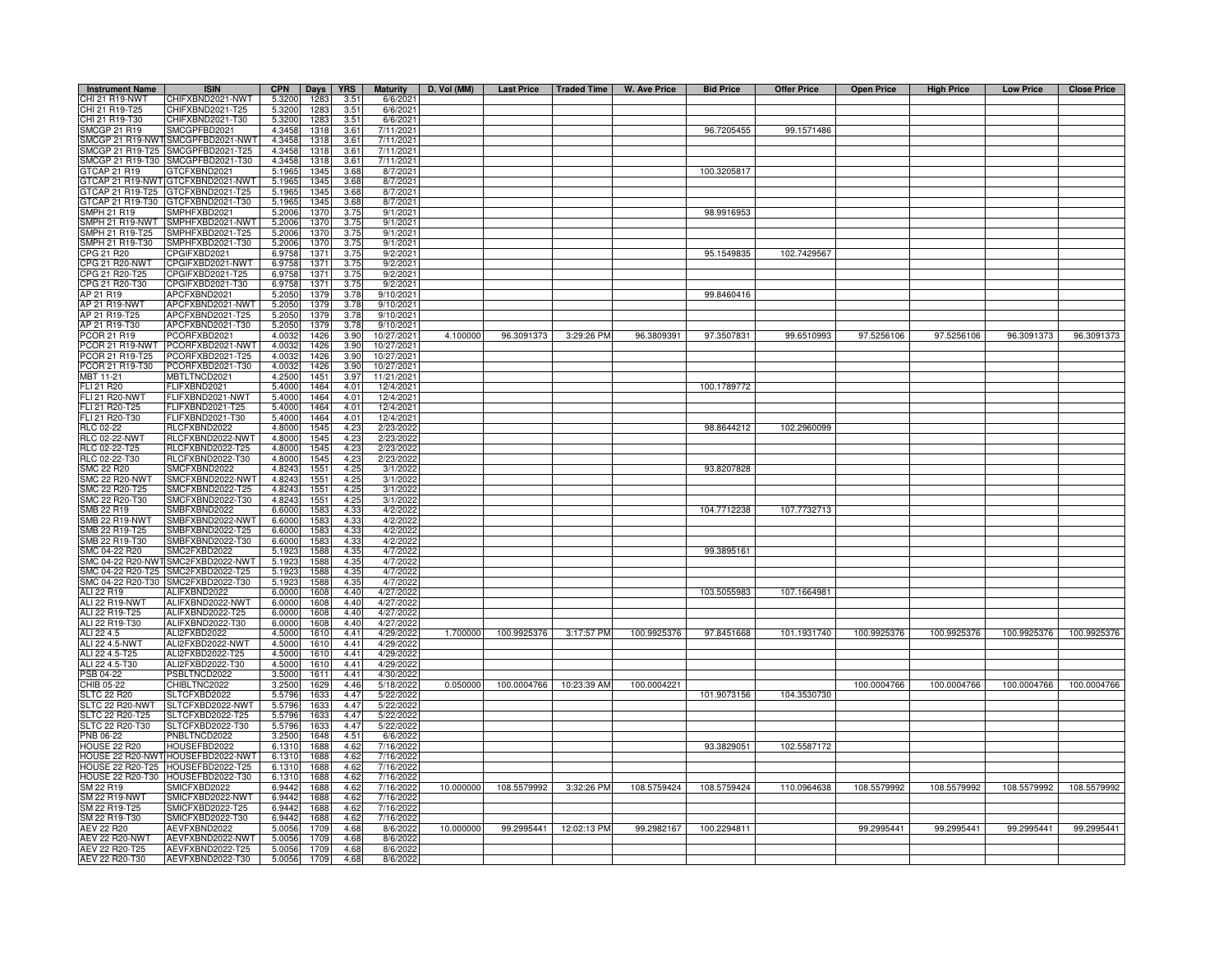| Instrument Name | ISIN | CPN | Days | YRS | Maturity | D. Vol (MM) | Last Price | Traded Time | W. Ave Price | Bid Price | Offer Price | Open Price | High Price | Low Price | Close Price |
|---|---|---|---|---|---|---|---|---|---|---|---|---|---|---|---|
| CHI 21 R19-NWT | CHIFXBND2021-NWT | 5.3200 | 1283 | 3.51 | 6/6/2021 | | | | | | | | | | |
| CHI 21 R19-T25 | CHIFXBND2021-T25 | 5.3200 | 1283 | 3.51 | 6/6/2021 | | | | | | | | | | |
| CHI 21 R19-T30 | CHIFXBND2021-T30 | 5.3200 | 1283 | 3.51 | 6/6/2021 | | | | | | | | | | |
| SMCGP 21 R19 | SMCGPFBD2021 | 4.3458 | 1318 | 3.61 | 7/11/2021 | | | | | 96.7205455 | 99.1571486 | | | | |
| SMCGP 21 R19-NWT | SMCGPFBD2021-NWT | 4.3458 | 1318 | 3.61 | 7/11/2021 | | | | | | | | | | |
| SMCGP 21 R19-T25 | SMCGPFBD2021-T25 | 4.3458 | 1318 | 3.61 | 7/11/2021 | | | | | | | | | | |
| SMCGP 21 R19-T30 | SMCGPFBD2021-T30 | 4.3458 | 1318 | 3.61 | 7/11/2021 | | | | | | | | | | |
| GTCAP 21 R19 | GTCFXBND2021 | 5.1965 | 1345 | 3.68 | 8/7/2021 | | | | | 100.3205817 | | | | | |
| GTCAP 21 R19-NWT | GTCFXBND2021-NWT | 5.1965 | 1345 | 3.68 | 8/7/2021 | | | | | | | | | | |
| GTCAP 21 R19-T25 | GTCFXBND2021-T25 | 5.1965 | 1345 | 3.68 | 8/7/2021 | | | | | | | | | | |
| GTCAP 21 R19-T30 | GTCFXBND2021-T30 | 5.1965 | 1345 | 3.68 | 8/7/2021 | | | | | | | | | | |
| SMPH 21 R19 | SMPHFXBD2021 | 5.2006 | 1370 | 3.75 | 9/1/2021 | | | | | 98.9916953 | | | | | |
| SMPH 21 R19-NWT | SMPHFXBD2021-NWT | 5.2006 | 1370 | 3.75 | 9/1/2021 | | | | | | | | | | |
| SMPH 21 R19-T25 | SMPHFXBD2021-T25 | 5.2006 | 1370 | 3.75 | 9/1/2021 | | | | | | | | | | |
| SMPH 21 R19-T30 | SMPHFXBD2021-T30 | 5.2006 | 1370 | 3.75 | 9/1/2021 | | | | | | | | | | |
| CPG 21 R20 | CPGIFXBD2021 | 6.9758 | 1371 | 3.75 | 9/2/2021 | | | | | 95.1549835 | 102.7429567 | | | | |
| CPG 21 R20-NWT | CPGIFXBD2021-NWT | 6.9758 | 1371 | 3.75 | 9/2/2021 | | | | | | | | | | |
| CPG 21 R20-T25 | CPGIFXBD2021-T25 | 6.9758 | 1371 | 3.75 | 9/2/2021 | | | | | | | | | | |
| CPG 21 R20-T30 | CPGIFXBD2021-T30 | 6.9758 | 1371 | 3.75 | 9/2/2021 | | | | | | | | | | |
| AP 21 R19 | APCFXBND2021 | 5.2050 | 1379 | 3.78 | 9/10/2021 | | | | | 99.8460416 | | | | | |
| AP 21 R19-NWT | APCFXBND2021-NWT | 5.2050 | 1379 | 3.78 | 9/10/2021 | | | | | | | | | | |
| AP 21 R19-T25 | APCFXBND2021-T25 | 5.2050 | 1379 | 3.78 | 9/10/2021 | | | | | | | | | | |
| AP 21 R19-T30 | APCFXBND2021-T30 | 5.2050 | 1379 | 3.78 | 9/10/2021 | | | | | | | | | | |
| PCOR 21 R19 | PCORFXBD2021 | 4.0032 | 1426 | 3.90 | 10/27/2021 | 4.100000 | 96.3091373 | 3:29:26 PM | 96.3809391 | 97.3507831 | 99.6510993 | 97.5256106 | 97.5256106 | 96.3091373 | 96.3091373 |
| PCOR 21 R19-NWT | PCORFXBD2021-NWT | 4.0032 | 1426 | 3.90 | 10/27/2021 | | | | | | | | | | |
| PCOR 21 R19-T25 | PCORFXBD2021-T25 | 4.0032 | 1426 | 3.90 | 10/27/2021 | | | | | | | | | | |
| PCOR 21 R19-T30 | PCORFXBD2021-T30 | 4.0032 | 1426 | 3.90 | 10/27/2021 | | | | | | | | | | |
| MBT 11-21 | MBTLTNCD2021 | 4.2500 | 1451 | 3.97 | 11/21/2021 | | | | | | | | | | |
| FLI 21 R20 | FLIFXBND2021 | 5.4000 | 1464 | 4.01 | 12/4/2021 | | | | | 100.1789772 | | | | | |
| FLI 21 R20-NWT | FLIFXBND2021-NWT | 5.4000 | 1464 | 4.01 | 12/4/2021 | | | | | | | | | | |
| FLI 21 R20-T25 | FLIFXBND2021-T25 | 5.4000 | 1464 | 4.01 | 12/4/2021 | | | | | | | | | | |
| FLI 21 R20-T30 | FLIFXBND2021-T30 | 5.4000 | 1464 | 4.01 | 12/4/2021 | | | | | | | | | | |
| RLC 02-22 | RLCFXBND2022 | 4.8000 | 1545 | 4.23 | 2/23/2022 | | | | | 98.8644212 | 102.2960099 | | | | |
| RLC 02-22-NWT | RLCFXBND2022-NWT | 4.8000 | 1545 | 4.23 | 2/23/2022 | | | | | | | | | | |
| RLC 02-22-T25 | RLCFXBND2022-T25 | 4.8000 | 1545 | 4.23 | 2/23/2022 | | | | | | | | | | |
| RLC 02-22-T30 | RLCFXBND2022-T30 | 4.8000 | 1545 | 4.23 | 2/23/2022 | | | | | | | | | | |
| SMC 22 R20 | SMCFXBND2022 | 4.8243 | 1551 | 4.25 | 3/1/2022 | | | | | 93.8207828 | | | | | |
| SMC 22 R20-NWT | SMCFXBND2022-NWT | 4.8243 | 1551 | 4.25 | 3/1/2022 | | | | | | | | | | |
| SMC 22 R20-T25 | SMCFXBND2022-T25 | 4.8243 | 1551 | 4.25 | 3/1/2022 | | | | | | | | | | |
| SMC 22 R20-T30 | SMCFXBND2022-T30 | 4.8243 | 1551 | 4.25 | 3/1/2022 | | | | | | | | | | |
| SMB 22 R19 | SMBFXBND2022 | 6.6000 | 1583 | 4.33 | 4/2/2022 | | | | | 104.7712238 | 107.7732713 | | | | |
| SMB 22 R19-NWT | SMBFXBND2022-NWT | 6.6000 | 1583 | 4.33 | 4/2/2022 | | | | | | | | | | |
| SMB 22 R19-T25 | SMBFXBND2022-T25 | 6.6000 | 1583 | 4.33 | 4/2/2022 | | | | | | | | | | |
| SMB 22 R19-T30 | SMBFXBND2022-T30 | 6.6000 | 1583 | 4.33 | 4/2/2022 | | | | | | | | | | |
| SMC 04-22 R20 | SMC2FXBD2022 | 5.1923 | 1588 | 4.35 | 4/7/2022 | | | | | 99.3895161 | | | | | |
| SMC 04-22 R20-NWT | SMC2FXBD2022-NWT | 5.1923 | 1588 | 4.35 | 4/7/2022 | | | | | | | | | | |
| SMC 04-22 R20-T25 | SMC2FXBD2022-T25 | 5.1923 | 1588 | 4.35 | 4/7/2022 | | | | | | | | | | |
| SMC 04-22 R20-T30 | SMC2FXBD2022-T30 | 5.1923 | 1588 | 4.35 | 4/7/2022 | | | | | | | | | | |
| ALI 22 R19 | ALIFXBND2022 | 6.0000 | 1608 | 4.40 | 4/27/2022 | | | | | 103.5055983 | 107.1664981 | | | | |
| ALI 22 R19-NWT | ALIFXBND2022-NWT | 6.0000 | 1608 | 4.40 | 4/27/2022 | | | | | | | | | | |
| ALI 22 R19-T25 | ALIFXBND2022-T25 | 6.0000 | 1608 | 4.40 | 4/27/2022 | | | | | | | | | | |
| ALI 22 R19-T30 | ALIFXBND2022-T30 | 6.0000 | 1608 | 4.40 | 4/27/2022 | | | | | | | | | | |
| ALI 22 4.5 | ALI2FXBD2022 | 4.5000 | 1610 | 4.41 | 4/29/2022 | 1.700000 | 100.9925376 | 3:17:57 PM | 100.9925376 | 97.8451668 | 101.1931740 | 100.9925376 | 100.9925376 | 100.9925376 | 100.9925376 |
| ALI 22 4.5-NWT | ALI2FXBD2022-NWT | 4.5000 | 1610 | 4.41 | 4/29/2022 | | | | | | | | | | |
| ALI 22 4.5-T25 | ALI2FXBD2022-T25 | 4.5000 | 1610 | 4.41 | 4/29/2022 | | | | | | | | | | |
| ALI 22 4.5-T30 | ALI2FXBD2022-T30 | 4.5000 | 1610 | 4.41 | 4/29/2022 | | | | | | | | | | |
| PSB 04-22 | PSBLTNCD2022 | 3.5000 | 1611 | 4.41 | 4/30/2022 | | | | | | | | | | |
| CHIB 05-22 | CHIBLTNC2022 | 3.2500 | 1629 | 4.46 | 5/18/2022 | 0.050000 | 100.0004766 | 10:23:39 AM | 100.0004221 | | | 100.0004766 | 100.0004766 | 100.0004766 | 100.0004766 |
| SLTC 22 R20 | SLTCFXBD2022 | 5.5796 | 1633 | 4.47 | 5/22/2022 | | | | | 101.9073156 | 104.3530730 | | | | |
| SLTC 22 R20-NWT | SLTCFXBD2022-NWT | 5.5796 | 1633 | 4.47 | 5/22/2022 | | | | | | | | | | |
| SLTC 22 R20-T25 | SLTCFXBD2022-T25 | 5.5796 | 1633 | 4.47 | 5/22/2022 | | | | | | | | | | |
| SLTC 22 R20-T30 | SLTCFXBD2022-T30 | 5.5796 | 1633 | 4.47 | 5/22/2022 | | | | | | | | | | |
| PNB 06-22 | PNBLTNCD2022 | 3.2500 | 1648 | 4.51 | 6/6/2022 | | | | | | | | | | |
| HOUSE 22 R20 | HOUSEFBD2022 | 6.1310 | 1688 | 4.62 | 7/16/2022 | | | | | 93.3829051 | 102.5587172 | | | | |
| HOUSE 22 R20-NWT | HOUSEFBD2022-NWT | 6.1310 | 1688 | 4.62 | 7/16/2022 | | | | | | | | | | |
| HOUSE 22 R20-T25 | HOUSEFBD2022-T25 | 6.1310 | 1688 | 4.62 | 7/16/2022 | | | | | | | | | | |
| HOUSE 22 R20-T30 | HOUSEFBD2022-T30 | 6.1310 | 1688 | 4.62 | 7/16/2022 | | | | | | | | | | |
| SM 22 R19 | SMICFXBD2022 | 6.9442 | 1688 | 4.62 | 7/16/2022 | 10.000000 | 108.5579992 | 3:32:26 PM | 108.5759424 | 108.5759424 | 110.0964638 | 108.5579992 | 108.5579992 | 108.5579992 | 108.5579992 |
| SM 22 R19-NWT | SMICFXBD2022-NWT | 6.9442 | 1688 | 4.62 | 7/16/2022 | | | | | | | | | | |
| SM 22 R19-T25 | SMICFXBD2022-T25 | 6.9442 | 1688 | 4.62 | 7/16/2022 | | | | | | | | | | |
| SM 22 R19-T30 | SMICFXBD2022-T30 | 6.9442 | 1688 | 4.62 | 7/16/2022 | | | | | | | | | | |
| AEV 22 R20 | AEVFXBND2022 | 5.0056 | 1709 | 4.68 | 8/6/2022 | 10.000000 | 99.2995441 | 12:02:13 PM | 99.2982167 | 100.2294811 | | 99.2995441 | 99.2995441 | 99.2995441 | 99.2995441 |
| AEV 22 R20-NWT | AEVFXBND2022-NWT | 5.0056 | 1709 | 4.68 | 8/6/2022 | | | | | | | | | | |
| AEV 22 R20-T25 | AEVFXBND2022-T25 | 5.0056 | 1709 | 4.68 | 8/6/2022 | | | | | | | | | | |
| AEV 22 R20-T30 | AEVFXBND2022-T30 | 5.0056 | 1709 | 4.68 | 8/6/2022 | | | | | | | | | | |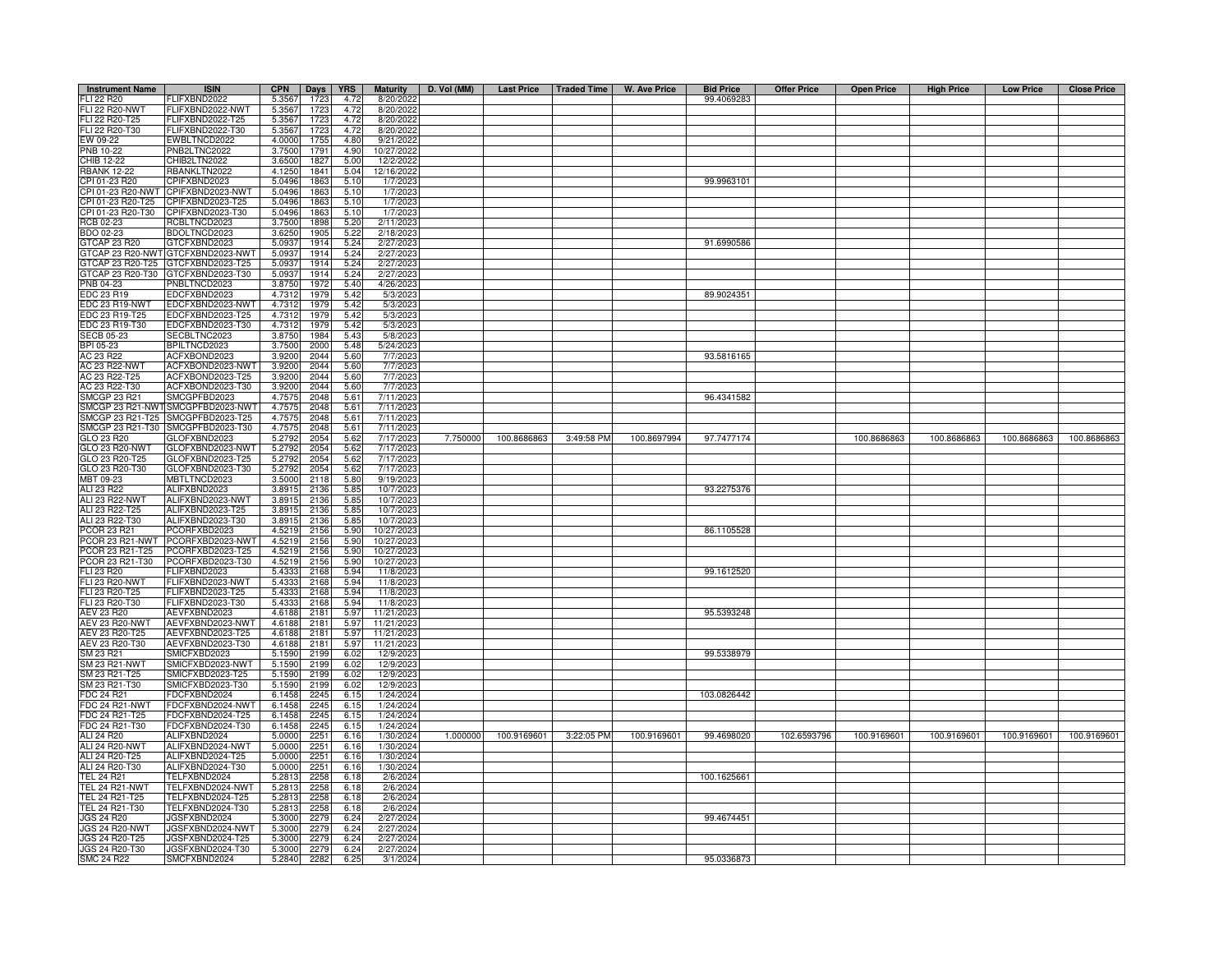| Instrument Name | ISIN | CPN | Days | YRS | Maturity | D. Vol (MM) | Last Price | Traded Time | W. Ave Price | Bid Price | Offer Price | Open Price | High Price | Low Price | Close Price |
|---|---|---|---|---|---|---|---|---|---|---|---|---|---|---|---|
| FLI 22 R20 | FLIFXBND2022 | 5.3567 | 1723 | 4.72 | 8/20/2022 | | | | | 99.4069283 | | | | | |
| FLI 22 R20-NWT | FLIFXBND2022-NWT | 5.3567 | 1723 | 4.72 | 8/20/2022 | | | | | | | | | | |
| FLI 22 R20-T25 | FLIFXBND2022-T25 | 5.3567 | 1723 | 4.72 | 8/20/2022 | | | | | | | | | | |
| FLI 22 R20-T30 | FLIFXBND2022-T30 | 5.3567 | 1723 | 4.72 | 8/20/2022 | | | | | | | | | | |
| EW 09-22 | EWBLTNCD2022 | 4.0000 | 1755 | 4.80 | 9/21/2022 | | | | | | | | | | |
| PNB 10-22 | PNB2LTNC2022 | 3.7500 | 1791 | 4.90 | 10/27/2022 | | | | | | | | | | |
| CHIB 12-22 | CHIB2LTN2022 | 3.6500 | 1827 | 5.00 | 12/2/2022 | | | | | | | | | | |
| RBANK 12-22 | RBANKLTN2022 | 4.1250 | 1841 | 5.04 | 12/16/2022 | | | | | | | | | | |
| CPI 01-23 R20 | CPIFXBND2023 | 5.0496 | 1863 | 5.10 | 1/7/2023 | | | | | 99.9963101 | | | | | |
| CPI 01-23 R20-NWT | CPIFXBND2023-NWT | 5.0496 | 1863 | 5.10 | 1/7/2023 | | | | | | | | | | |
| CPI 01-23 R20-T25 | CPIFXBND2023-T25 | 5.0496 | 1863 | 5.10 | 1/7/2023 | | | | | | | | | | |
| CPI 01-23 R20-T30 | CPIFXBND2023-T30 | 5.0496 | 1863 | 5.10 | 1/7/2023 | | | | | | | | | | |
| RCB 02-23 | RCBLTNCD2023 | 3.7500 | 1898 | 5.20 | 2/11/2023 | | | | | | | | | | |
| BDO 02-23 | BDOLTNCD2023 | 3.6250 | 1905 | 5.22 | 2/18/2023 | | | | | | | | | | |
| GTCAP 23 R20 | GTCFXBND2023 | 5.0937 | 1914 | 5.24 | 2/27/2023 | | | | | 91.6990586 | | | | | |
| GTCAP 23 R20-NWT | GTCFXBND2023-NWT | 5.0937 | 1914 | 5.24 | 2/27/2023 | | | | | | | | | | |
| GTCAP 23 R20-T25 | GTCFXBND2023-T25 | 5.0937 | 1914 | 5.24 | 2/27/2023 | | | | | | | | | | |
| GTCAP 23 R20-T30 | GTCFXBND2023-T30 | 5.0937 | 1914 | 5.24 | 2/27/2023 | | | | | | | | | | |
| PNB 04-23 | PNBLTNCD2023 | 3.8750 | 1972 | 5.40 | 4/26/2023 | | | | | | | | | | |
| EDC 23 R19 | EDCFXBND2023 | 4.7312 | 1979 | 5.42 | 5/3/2023 | | | | | 89.9024351 | | | | | |
| EDC 23 R19-NWT | EDCFXBND2023-NWT | 4.7312 | 1979 | 5.42 | 5/3/2023 | | | | | | | | | | |
| EDC 23 R19-T25 | EDCFXBND2023-T25 | 4.7312 | 1979 | 5.42 | 5/3/2023 | | | | | | | | | | |
| EDC 23 R19-T30 | EDCFXBND2023-T30 | 4.7312 | 1979 | 5.42 | 5/3/2023 | | | | | | | | | | |
| SECB 05-23 | SECBLTNC2023 | 3.8750 | 1984 | 5.43 | 5/8/2023 | | | | | | | | | | |
| BPI 05-23 | BPILTNCD2023 | 3.7500 | 2000 | 5.48 | 5/24/2023 | | | | | | | | | | |
| AC 23 R22 | ACFXBOND2023 | 3.9200 | 2044 | 5.60 | 7/7/2023 | | | | | 93.5816165 | | | | | |
| AC 23 R22-NWT | ACFXBOND2023-NWT | 3.9200 | 2044 | 5.60 | 7/7/2023 | | | | | | | | | | |
| AC 23 R22-T25 | ACFXBOND2023-T25 | 3.9200 | 2044 | 5.60 | 7/7/2023 | | | | | | | | | | |
| AC 23 R22-T30 | ACFXBOND2023-T30 | 3.9200 | 2044 | 5.60 | 7/7/2023 | | | | | | | | | | |
| SMCGP 23 R21 | SMCGPFBD2023 | 4.7575 | 2048 | 5.61 | 7/11/2023 | | | | | 96.4341582 | | | | | |
| SMCGP 23 R21-NWT | SMCGPFBD2023-NWT | 4.7575 | 2048 | 5.61 | 7/11/2023 | | | | | | | | | | |
| SMCGP 23 R21-T25 | SMCGPFBD2023-T25 | 4.7575 | 2048 | 5.61 | 7/11/2023 | | | | | | | | | | |
| SMCGP 23 R21-T30 | SMCGPFBD2023-T30 | 4.7575 | 2048 | 5.61 | 7/11/2023 | | | | | | | | | | |
| GLO 23 R20 | GLOFXBND2023 | 5.2792 | 2054 | 5.62 | 7/17/2023 | 7.750000 | 100.8686863 | 3:49:58 PM | 100.8697994 | 97.7477174 | | 100.8686863 | 100.8686863 | 100.8686863 | 100.8686863 |
| GLO 23 R20-NWT | GLOFXBND2023-NWT | 5.2792 | 2054 | 5.62 | 7/17/2023 | | | | | | | | | | |
| GLO 23 R20-T25 | GLOFXBND2023-T25 | 5.2792 | 2054 | 5.62 | 7/17/2023 | | | | | | | | | | |
| GLO 23 R20-T30 | GLOFXBND2023-T30 | 5.2792 | 2054 | 5.62 | 7/17/2023 | | | | | | | | | | |
| MBT 09-23 | MBTLTNCD2023 | 3.5000 | 2118 | 5.80 | 9/19/2023 | | | | | | | | | | |
| ALI 23 R22 | ALIFXBND2023 | 3.8915 | 2136 | 5.85 | 10/7/2023 | | | | | 93.2275376 | | | | | |
| ALI 23 R22-NWT | ALIFXBND2023-NWT | 3.8915 | 2136 | 5.85 | 10/7/2023 | | | | | | | | | | |
| ALI 23 R22-T25 | ALIFXBND2023-T25 | 3.8915 | 2136 | 5.85 | 10/7/2023 | | | | | | | | | | |
| ALI 23 R22-T30 | ALIFXBND2023-T30 | 3.8915 | 2136 | 5.85 | 10/7/2023 | | | | | | | | | | |
| PCOR 23 R21 | PCORFXBD2023 | 4.5219 | 2156 | 5.90 | 10/27/2023 | | | | | 86.1105528 | | | | | |
| PCOR 23 R21-NWT | PCORFXBD2023-NWT | 4.5219 | 2156 | 5.90 | 10/27/2023 | | | | | | | | | | |
| PCOR 23 R21-T25 | PCORFXBD2023-T25 | 4.5219 | 2156 | 5.90 | 10/27/2023 | | | | | | | | | | |
| PCOR 23 R21-T30 | PCORFXBD2023-T30 | 4.5219 | 2156 | 5.90 | 10/27/2023 | | | | | | | | | | |
| FLI 23 R20 | FLIFXBND2023 | 5.4333 | 2168 | 5.94 | 11/8/2023 | | | | | 99.1612520 | | | | | |
| FLI 23 R20-NWT | FLIFXBND2023-NWT | 5.4333 | 2168 | 5.94 | 11/8/2023 | | | | | | | | | | |
| FLI 23 R20-T25 | FLIFXBND2023-T25 | 5.4333 | 2168 | 5.94 | 11/8/2023 | | | | | | | | | | |
| FLI 23 R20-T30 | FLIFXBND2023-T30 | 5.4333 | 2168 | 5.94 | 11/8/2023 | | | | | | | | | | |
| AEV 23 R20 | AEVFXBND2023 | 4.6188 | 2181 | 5.97 | 11/21/2023 | | | | | 95.5393248 | | | | | |
| AEV 23 R20-NWT | AEVFXBND2023-NWT | 4.6188 | 2181 | 5.97 | 11/21/2023 | | | | | | | | | | |
| AEV 23 R20-T25 | AEVFXBND2023-T25 | 4.6188 | 2181 | 5.97 | 11/21/2023 | | | | | | | | | | |
| AEV 23 R20-T30 | AEVFXBND2023-T30 | 4.6188 | 2181 | 5.97 | 11/21/2023 | | | | | | | | | | |
| SM 23 R21 | SMICFXBD2023 | 5.1590 | 2199 | 6.02 | 12/9/2023 | | | | | 99.5338979 | | | | | |
| SM 23 R21-NWT | SMICFXBD2023-NWT | 5.1590 | 2199 | 6.02 | 12/9/2023 | | | | | | | | | | |
| SM 23 R21-T25 | SMICFXBD2023-T25 | 5.1590 | 2199 | 6.02 | 12/9/2023 | | | | | | | | | | |
| SM 23 R21-T30 | SMICFXBD2023-T30 | 5.1590 | 2199 | 6.02 | 12/9/2023 | | | | | | | | | | |
| FDC 24 R21 | FDCFXBND2024 | 6.1458 | 2245 | 6.15 | 1/24/2024 | | | | | 103.0826442 | | | | | |
| FDC 24 R21-NWT | FDCFXBND2024-NWT | 6.1458 | 2245 | 6.15 | 1/24/2024 | | | | | | | | | | |
| FDC 24 R21-T25 | FDCFXBND2024-T25 | 6.1458 | 2245 | 6.15 | 1/24/2024 | | | | | | | | | | |
| FDC 24 R21-T30 | FDCFXBND2024-T30 | 6.1458 | 2245 | 6.15 | 1/24/2024 | | | | | | | | | | |
| ALI 24 R20 | ALIFXBND2024 | 5.0000 | 2251 | 6.16 | 1/30/2024 | 1.000000 | 100.9169601 | 3:22:05 PM | 100.9169601 | 99.4698020 | 102.6593796 | 100.9169601 | 100.9169601 | 100.9169601 | 100.9169601 |
| ALI 24 R20-NWT | ALIFXBND2024-NWT | 5.0000 | 2251 | 6.16 | 1/30/2024 | | | | | | | | | | |
| ALI 24 R20-T25 | ALIFXBND2024-T25 | 5.0000 | 2251 | 6.16 | 1/30/2024 | | | | | | | | | | |
| ALI 24 R20-T30 | ALIFXBND2024-T30 | 5.0000 | 2251 | 6.16 | 1/30/2024 | | | | | | | | | | |
| TEL 24 R21 | TELFXBND2024 | 5.2813 | 2258 | 6.18 | 2/6/2024 | | | | | 100.1625661 | | | | | |
| TEL 24 R21-NWT | TELFXBND2024-NWT | 5.2813 | 2258 | 6.18 | 2/6/2024 | | | | | | | | | | |
| TEL 24 R21-T25 | TELFXBND2024-T25 | 5.2813 | 2258 | 6.18 | 2/6/2024 | | | | | | | | | | |
| TEL 24 R21-T30 | TELFXBND2024-T30 | 5.2813 | 2258 | 6.18 | 2/6/2024 | | | | | | | | | | |
| JGS 24 R20 | JGSFXBND2024 | 5.3000 | 2279 | 6.24 | 2/27/2024 | | | | | 99.4674451 | | | | | |
| JGS 24 R20-NWT | JGSFXBND2024-NWT | 5.3000 | 2279 | 6.24 | 2/27/2024 | | | | | | | | | | |
| JGS 24 R20-T25 | JGSFXBND2024-T25 | 5.3000 | 2279 | 6.24 | 2/27/2024 | | | | | | | | | | |
| JGS 24 R20-T30 | JGSFXBND2024-T30 | 5.3000 | 2279 | 6.24 | 2/27/2024 | | | | | | | | | | |
| SMC 24 R22 | SMCFXBND2024 | 5.2840 | 2282 | 6.25 | 3/1/2024 | | | | | 95.0336873 | | | | | |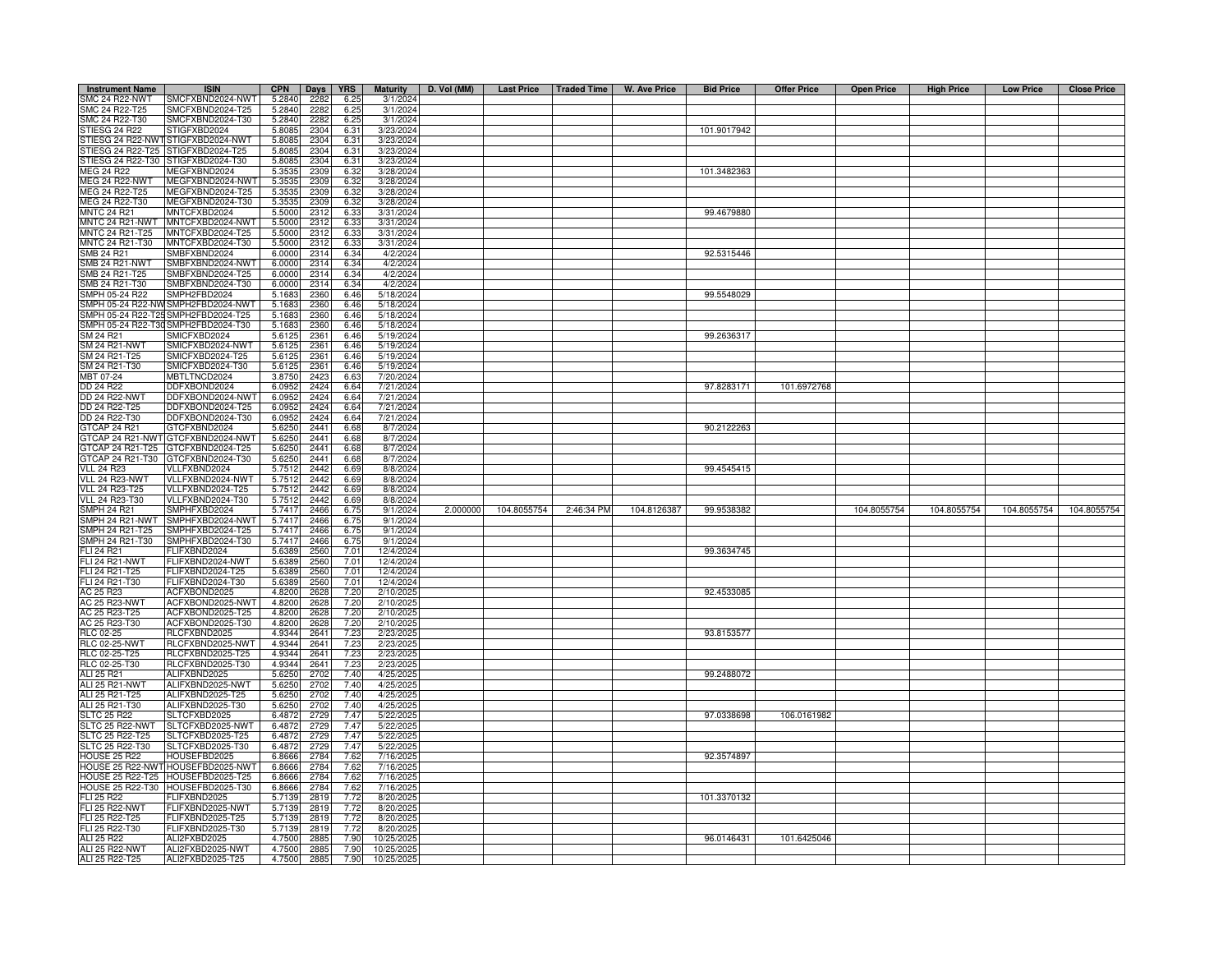| Instrument Name | ISIN | CPN | Days | YRS | Maturity | D. Vol (MM) | Last Price | Traded Time | W. Ave Price | Bid Price | Offer Price | Open Price | High Price | Low Price | Close Price |
|---|---|---|---|---|---|---|---|---|---|---|---|---|---|---|---|
| SMC 24 R22-NWT | SMCFXBND2024-NWT | 5.2840 | 2282 | 6.25 | 3/1/2024 | | | | | | | | | | |
| SMC 24 R22-T25 | SMCFXBND2024-T25 | 5.2840 | 2282 | 6.25 | 3/1/2024 | | | | | | | | | | |
| SMC 24 R22-T30 | SMCFXBND2024-T30 | 5.2840 | 2282 | 6.25 | 3/1/2024 | | | | | | | | | | |
| STIESG 24 R22 | STIGFXBD2024 | 5.8085 | 2304 | 6.31 | 3/23/2024 | | | | | 101.9017942 | | | | | |
| STIESG 24 R22-NWT | STIGFXBD2024-NWT | 5.8085 | 2304 | 6.31 | 3/23/2024 | | | | | | | | | | |
| STIESG 24 R22-T25 | STIGFXBD2024-T25 | 5.8085 | 2304 | 6.31 | 3/23/2024 | | | | | | | | | | |
| STIESG 24 R22-T30 | STIGFXBD2024-T30 | 5.8085 | 2304 | 6.31 | 3/23/2024 | | | | | | | | | | |
| MEG 24 R22 | MEGFXBND2024 | 5.3535 | 2309 | 6.32 | 3/28/2024 | | | | | 101.3482363 | | | | | |
| MEG 24 R22-NWT | MEGFXBND2024-NWT | 5.3535 | 2309 | 6.32 | 3/28/2024 | | | | | | | | | | |
| MEG 24 R22-T25 | MEGFXBND2024-T25 | 5.3535 | 2309 | 6.32 | 3/28/2024 | | | | | | | | | | |
| MEG 24 R22-T30 | MEGFXBND2024-T30 | 5.3535 | 2309 | 6.32 | 3/28/2024 | | | | | | | | | | |
| MNTC 24 R21 | MNTCFXBD2024 | 5.5000 | 2312 | 6.33 | 3/31/2024 | | | | | 99.4679880 | | | | | |
| MNTC 24 R21-NWT | MNTCFXBD2024-NWT | 5.5000 | 2312 | 6.33 | 3/31/2024 | | | | | | | | | | |
| MNTC 24 R21-T25 | MNTCFXBD2024-T25 | 5.5000 | 2312 | 6.33 | 3/31/2024 | | | | | | | | | | |
| MNTC 24 R21-T30 | MNTCFXBD2024-T30 | 5.5000 | 2312 | 6.33 | 3/31/2024 | | | | | | | | | | |
| SMB 24 R21 | SMBFXBND2024 | 6.0000 | 2314 | 6.34 | 4/2/2024 | | | | | 92.5315446 | | | | | |
| SMB 24 R21-NWT | SMBFXBND2024-NWT | 6.0000 | 2314 | 6.34 | 4/2/2024 | | | | | | | | | | |
| SMB 24 R21-T25 | SMBFXBND2024-T25 | 6.0000 | 2314 | 6.34 | 4/2/2024 | | | | | | | | | | |
| SMB 24 R21-T30 | SMBFXBND2024-T30 | 6.0000 | 2314 | 6.34 | 4/2/2024 | | | | | | | | | | |
| SMPH 05-24 R22 | SMPH2FBD2024 | 5.1683 | 2360 | 6.46 | 5/18/2024 | | | | | 99.5548029 | | | | | |
| SMPH 05-24 R22-NWT | SMPH2FBD2024-NWT | 5.1683 | 2360 | 6.46 | 5/18/2024 | | | | | | | | | | |
| SMPH 05-24 R22-T25 | SMPH2FBD2024-T25 | 5.1683 | 2360 | 6.46 | 5/18/2024 | | | | | | | | | | |
| SMPH 05-24 R22-T30 | SMPH2FBD2024-T30 | 5.1683 | 2360 | 6.46 | 5/18/2024 | | | | | | | | | | |
| SM 24 R21 | SMICFXBD2024 | 5.6125 | 2361 | 6.46 | 5/19/2024 | | | | | 99.2636317 | | | | | |
| SM 24 R21-NWT | SMICFXBD2024-NWT | 5.6125 | 2361 | 6.46 | 5/19/2024 | | | | | | | | | | |
| SM 24 R21-T25 | SMICFXBD2024-T25 | 5.6125 | 2361 | 6.46 | 5/19/2024 | | | | | | | | | | |
| SM 24 R21-T30 | SMICFXBD2024-T30 | 5.6125 | 2361 | 6.46 | 5/19/2024 | | | | | | | | | | |
| MBT 07-24 | MBTLTNCD2024 | 3.8750 | 2423 | 6.63 | 7/20/2024 | | | | | | | | | | |
| DD 24 R22 | DDFXBOND2024 | 6.0952 | 2424 | 6.64 | 7/21/2024 | | | | | 97.8283171 | 101.6972768 | | | | |
| DD 24 R22-NWT | DDFXBOND2024-NWT | 6.0952 | 2424 | 6.64 | 7/21/2024 | | | | | | | | | | |
| DD 24 R22-T25 | DDFXBOND2024-T25 | 6.0952 | 2424 | 6.64 | 7/21/2024 | | | | | | | | | | |
| DD 24 R22-T30 | DDFXBOND2024-T30 | 6.0952 | 2424 | 6.64 | 7/21/2024 | | | | | | | | | | |
| GTCAP 24 R21 | GTCFXBND2024 | 5.6250 | 2441 | 6.68 | 8/7/2024 | | | | | 90.2122263 | | | | | |
| GTCAP 24 R21-NWT | GTCFXBND2024-NWT | 5.6250 | 2441 | 6.68 | 8/7/2024 | | | | | | | | | | |
| GTCAP 24 R21-T25 | GTCFXBND2024-T25 | 5.6250 | 2441 | 6.68 | 8/7/2024 | | | | | | | | | | |
| GTCAP 24 R21-T30 | GTCFXBND2024-T30 | 5.6250 | 2441 | 6.68 | 8/7/2024 | | | | | | | | | | |
| VLL 24 R23 | VLLFXBND2024 | 5.7512 | 2442 | 6.69 | 8/8/2024 | | | | | 99.4545415 | | | | | |
| VLL 24 R23-NWT | VLLFXBND2024-NWT | 5.7512 | 2442 | 6.69 | 8/8/2024 | | | | | | | | | | |
| VLL 24 R23-T25 | VLLFXBND2024-T25 | 5.7512 | 2442 | 6.69 | 8/8/2024 | | | | | | | | | | |
| VLL 24 R23-T30 | VLLFXBND2024-T30 | 5.7512 | 2442 | 6.69 | 8/8/2024 | | | | | | | | | | |
| SMPH 24 R21 | SMPHFXBD2024 | 5.7417 | 2466 | 6.75 | 9/1/2024 | 2.000000 | 104.8055754 | 2:46:34 PM | 104.8126387 | 99.9538382 | | 104.8055754 | 104.8055754 | 104.8055754 | 104.8055754 |
| SMPH 24 R21-NWT | SMPHFXBD2024-NWT | 5.7417 | 2466 | 6.75 | 9/1/2024 | | | | | | | | | | |
| SMPH 24 R21-T25 | SMPHFXBD2024-T25 | 5.7417 | 2466 | 6.75 | 9/1/2024 | | | | | | | | | | |
| SMPH 24 R21-T30 | SMPHFXBD2024-T30 | 5.7417 | 2466 | 6.75 | 9/1/2024 | | | | | | | | | | |
| FLI 24 R21 | FLIFXBND2024 | 5.6389 | 2560 | 7.01 | 12/4/2024 | | | | | 99.3634745 | | | | | |
| FLI 24 R21-NWT | FLIFXBND2024-NWT | 5.6389 | 2560 | 7.01 | 12/4/2024 | | | | | | | | | | |
| FLI 24 R21-T25 | FLIFXBND2024-T25 | 5.6389 | 2560 | 7.01 | 12/4/2024 | | | | | | | | | | |
| FLI 24 R21-T30 | FLIFXBND2024-T30 | 5.6389 | 2560 | 7.01 | 12/4/2024 | | | | | | | | | | |
| AC 25 R23 | ACFXBOND2025 | 4.8200 | 2628 | 7.20 | 2/10/2025 | | | | | 92.4533085 | | | | | |
| AC 25 R23-NWT | ACFXBOND2025-NWT | 4.8200 | 2628 | 7.20 | 2/10/2025 | | | | | | | | | | |
| AC 25 R23-T25 | ACFXBOND2025-T25 | 4.8200 | 2628 | 7.20 | 2/10/2025 | | | | | | | | | | |
| AC 25 R23-T30 | ACFXBOND2025-T30 | 4.8200 | 2628 | 7.20 | 2/10/2025 | | | | | | | | | | |
| RLC 02-25 | RLCFXBND2025 | 4.9344 | 2641 | 7.23 | 2/23/2025 | | | | | 93.8153577 | | | | | |
| RLC 02-25-NWT | RLCFXBND2025-NWT | 4.9344 | 2641 | 7.23 | 2/23/2025 | | | | | | | | | | |
| RLC 02-25-T25 | RLCFXBND2025-T25 | 4.9344 | 2641 | 7.23 | 2/23/2025 | | | | | | | | | | |
| RLC 02-25-T30 | RLCFXBND2025-T30 | 4.9344 | 2641 | 7.23 | 2/23/2025 | | | | | | | | | | |
| ALI 25 R21 | ALIFXBND2025 | 5.6250 | 2702 | 7.40 | 4/25/2025 | | | | | 99.2488072 | | | | | |
| ALI 25 R21-NWT | ALIFXBND2025-NWT | 5.6250 | 2702 | 7.40 | 4/25/2025 | | | | | | | | | | |
| ALI 25 R21-T25 | ALIFXBND2025-T25 | 5.6250 | 2702 | 7.40 | 4/25/2025 | | | | | | | | | | |
| ALI 25 R21-T30 | ALIFXBND2025-T30 | 5.6250 | 2702 | 7.40 | 4/25/2025 | | | | | | | | | | |
| SLTC 25 R22 | SLTCFXBD2025 | 6.4872 | 2729 | 7.47 | 5/22/2025 | | | | | 97.0338698 | 106.0161982 | | | | |
| SLTC 25 R22-NWT | SLTCFXBD2025-NWT | 6.4872 | 2729 | 7.47 | 5/22/2025 | | | | | | | | | | |
| SLTC 25 R22-T25 | SLTCFXBD2025-T25 | 6.4872 | 2729 | 7.47 | 5/22/2025 | | | | | | | | | | |
| SLTC 25 R22-T30 | SLTCFXBD2025-T30 | 6.4872 | 2729 | 7.47 | 5/22/2025 | | | | | | | | | | |
| HOUSE 25 R22 | HOUSEFBD2025 | 6.8666 | 2784 | 7.62 | 7/16/2025 | | | | | 92.3574897 | | | | | |
| HOUSE 25 R22-NWT | HOUSEFBD2025-NWT | 6.8666 | 2784 | 7.62 | 7/16/2025 | | | | | | | | | | |
| HOUSE 25 R22-T25 | HOUSEFBD2025-T25 | 6.8666 | 2784 | 7.62 | 7/16/2025 | | | | | | | | | | |
| HOUSE 25 R22-T30 | HOUSEFBD2025-T30 | 6.8666 | 2784 | 7.62 | 7/16/2025 | | | | | | | | | | |
| FLI 25 R22 | FLIFXBND2025 | 5.7139 | 2819 | 7.72 | 8/20/2025 | | | | | 101.3370132 | | | | | |
| FLI 25 R22-NWT | FLIFXBND2025-NWT | 5.7139 | 2819 | 7.72 | 8/20/2025 | | | | | | | | | | |
| FLI 25 R22-T25 | FLIFXBND2025-T25 | 5.7139 | 2819 | 7.72 | 8/20/2025 | | | | | | | | | | |
| FLI 25 R22-T30 | FLIFXBND2025-T30 | 5.7139 | 2819 | 7.72 | 8/20/2025 | | | | | | | | | | |
| ALI 25 R22 | ALI2FXBD2025 | 4.7500 | 2885 | 7.90 | 10/25/2025 | | | | | 96.0146431 | 101.6425046 | | | | |
| ALI 25 R22-NWT | ALI2FXBD2025-NWT | 4.7500 | 2885 | 7.90 | 10/25/2025 | | | | | | | | | | |
| ALI 25 R22-T25 | ALI2FXBD2025-T25 | 4.7500 | 2885 | 7.90 | 10/25/2025 | | | | | | | | | | |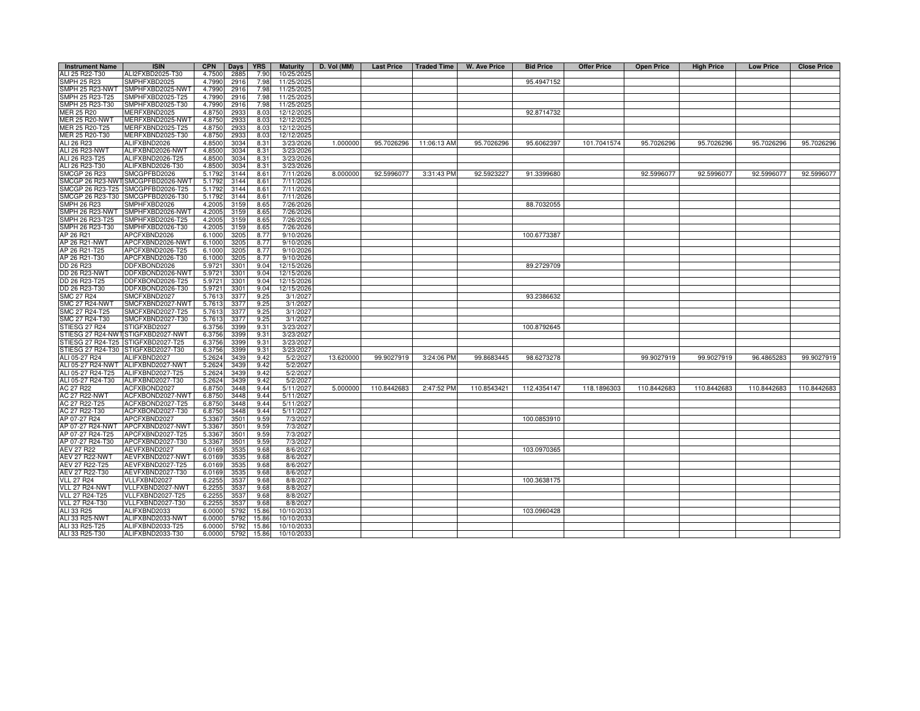| Instrument Name | ISIN | CPN | Days | YRS | Maturity | D. Vol (MM) | Last Price | Traded Time | W. Ave Price | Bid Price | Offer Price | Open Price | High Price | Low Price | Close Price |
|---|---|---|---|---|---|---|---|---|---|---|---|---|---|---|---|
| ALI 25 R22-T30 | ALI2FXBD2025-T30 | 4.7500 | 2885 | 7.90 | 10/25/2025 | | | | | | | | | | |
| SMPH 25 R23 | SMPHFXBD2025 | 4.7990 | 2916 | 7.98 | 11/25/2025 | | | | | 95.4947152 | | | | | |
| SMPH 25 R23-NWT | SMPHFXBD2025-NWT | 4.7990 | 2916 | 7.98 | 11/25/2025 | | | | | | | | | | |
| SMPH 25 R23-T25 | SMPHFXBD2025-T25 | 4.7990 | 2916 | 7.98 | 11/25/2025 | | | | | | | | | | |
| SMPH 25 R23-T30 | SMPHFXBD2025-T30 | 4.7990 | 2916 | 7.98 | 11/25/2025 | | | | | | | | | | |
| MER 25 R20 | MERFXBND2025 | 4.8750 | 2933 | 8.03 | 12/12/2025 | | | | | 92.8714732 | | | | | |
| MER 25 R20-NWT | MERFXBND2025-NWT | 4.8750 | 2933 | 8.03 | 12/12/2025 | | | | | | | | | | |
| MER 25 R20-T25 | MERFXBND2025-T25 | 4.8750 | 2933 | 8.03 | 12/12/2025 | | | | | | | | | | |
| MER 25 R20-T30 | MERFXBND2025-T30 | 4.8750 | 2933 | 8.03 | 12/12/2025 | | | | | | | | | | |
| ALI 26 R23 | ALIFXBND2026 | 4.8500 | 3034 | 8.31 | 3/23/2026 | 1.000000 | 95.7026296 | 11:06:13 AM | 95.7026296 | 95.6062397 | 101.7041574 | 95.7026296 | 95.7026296 | 95.7026296 | 95.7026296 |
| ALI 26 R23-NWT | ALIFXBND2026-NWT | 4.8500 | 3034 | 8.31 | 3/23/2026 | | | | | | | | | | |
| ALI 26 R23-T25 | ALIFXBND2026-T25 | 4.8500 | 3034 | 8.31 | 3/23/2026 | | | | | | | | | | |
| ALI 26 R23-T30 | ALIFXBND2026-T30 | 4.8500 | 3034 | 8.31 | 3/23/2026 | | | | | | | | | | |
| SMCGP 26 R23 | SMCGPFBD2026 | 5.1792 | 3144 | 8.61 | 7/11/2026 | 8.000000 | 92.5996077 | 3:31:43 PM | 92.5923227 | 91.3399680 | | 92.5996077 | 92.5996077 | 92.5996077 | 92.5996077 |
| SMCGP 26 R23-NWT | SMCGPFBD2026-NWT | 5.1792 | 3144 | 8.61 | 7/11/2026 | | | | | | | | | | |
| SMCGP 26 R23-T25 | SMCGPFBD2026-T25 | 5.1792 | 3144 | 8.61 | 7/11/2026 | | | | | | | | | | |
| SMCGP 26 R23-T30 | SMCGPFBD2026-T30 | 5.1792 | 3144 | 8.61 | 7/11/2026 | | | | | | | | | | |
| SMPH 26 R23 | SMPHFXBD2026 | 4.2005 | 3159 | 8.65 | 7/26/2026 | | | | | 88.7032055 | | | | | |
| SMPH 26 R23-NWT | SMPHFXBD2026-NWT | 4.2005 | 3159 | 8.65 | 7/26/2026 | | | | | | | | | | |
| SMPH 26 R23-T25 | SMPHFXBD2026-T25 | 4.2005 | 3159 | 8.65 | 7/26/2026 | | | | | | | | | | |
| SMPH 26 R23-T30 | SMPHFXBD2026-T30 | 4.2005 | 3159 | 8.65 | 7/26/2026 | | | | | | | | | | |
| AP 26 R21 | APCFXBND2026 | 6.1000 | 3205 | 8.77 | 9/10/2026 | | | | | 100.6773387 | | | | | |
| AP 26 R21-NWT | APCFXBND2026-NWT | 6.1000 | 3205 | 8.77 | 9/10/2026 | | | | | | | | | | |
| AP 26 R21-T25 | APCFXBND2026-T25 | 6.1000 | 3205 | 8.77 | 9/10/2026 | | | | | | | | | | |
| AP 26 R21-T30 | APCFXBND2026-T30 | 6.1000 | 3205 | 8.77 | 9/10/2026 | | | | | | | | | | |
| DD 26 R23 | DDFXBOND2026 | 5.9721 | 3301 | 9.04 | 12/15/2026 | | | | | 89.2729709 | | | | | |
| DD 26 R23-NWT | DDFXBOND2026-NWT | 5.9721 | 3301 | 9.04 | 12/15/2026 | | | | | | | | | | |
| DD 26 R23-T25 | DDFXBOND2026-T25 | 5.9721 | 3301 | 9.04 | 12/15/2026 | | | | | | | | | | |
| DD 26 R23-T30 | DDFXBOND2026-T30 | 5.9721 | 3301 | 9.04 | 12/15/2026 | | | | | | | | | | |
| SMC 27 R24 | SMCFXBND2027 | 5.7613 | 3377 | 9.25 | 3/1/2027 | | | | | 93.2386632 | | | | | |
| SMC 27 R24-NWT | SMCFXBND2027-NWT | 5.7613 | 3377 | 9.25 | 3/1/2027 | | | | | | | | | | |
| SMC 27 R24-T25 | SMCFXBND2027-T25 | 5.7613 | 3377 | 9.25 | 3/1/2027 | | | | | | | | | | |
| SMC 27 R24-T30 | SMCFXBND2027-T30 | 5.7613 | 3377 | 9.25 | 3/1/2027 | | | | | | | | | | |
| STIESG 27 R24 | STIGFXBD2027 | 6.3756 | 3399 | 9.31 | 3/23/2027 | | | | | 100.8792645 | | | | | |
| STIESG 27 R24-NWT | STIGFXBD2027-NWT | 6.3756 | 3399 | 9.31 | 3/23/2027 | | | | | | | | | | |
| STIESG 27 R24-T25 | STIGFXBD2027-T25 | 6.3756 | 3399 | 9.31 | 3/23/2027 | | | | | | | | | | |
| STIESG 27 R24-T30 | STIGFXBD2027-T30 | 6.3756 | 3399 | 9.31 | 3/23/2027 | | | | | | | | | | |
| ALI 05-27 R24 | ALIFXBND2027 | 5.2624 | 3439 | 9.42 | 5/2/2027 | 13.620000 | 99.9027919 | 3:24:06 PM | 99.8683445 | 98.6273278 | | 99.9027919 | 99.9027919 | 96.4865283 | 99.9027919 |
| ALI 05-27 R24-NWT | ALIFXBND2027-NWT | 5.2624 | 3439 | 9.42 | 5/2/2027 | | | | | | | | | | |
| ALI 05-27 R24-T25 | ALIFXBND2027-T25 | 5.2624 | 3439 | 9.42 | 5/2/2027 | | | | | | | | | | |
| ALI 05-27 R24-T30 | ALIFXBND2027-T30 | 5.2624 | 3439 | 9.42 | 5/2/2027 | | | | | | | | | | |
| AC 27 R22 | ACFXBOND2027 | 6.8750 | 3448 | 9.44 | 5/11/2027 | 5.000000 | 110.8442683 | 2:47:52 PM | 110.8543421 | 112.4354147 | 118.1896303 | 110.8442683 | 110.8442683 | 110.8442683 | 110.8442683 |
| AC 27 R22-NWT | ACFXBOND2027-NWT | 6.8750 | 3448 | 9.44 | 5/11/2027 | | | | | | | | | | |
| AC 27 R22-T25 | ACFXBOND2027-T25 | 6.8750 | 3448 | 9.44 | 5/11/2027 | | | | | | | | | | |
| AC 27 R22-T30 | ACFXBOND2027-T30 | 6.8750 | 3448 | 9.44 | 5/11/2027 | | | | | | | | | | |
| AP 07-27 R24 | APCFXBND2027 | 5.3367 | 3501 | 9.59 | 7/3/2027 | | | | | 100.0853910 | | | | | |
| AP 07-27 R24-NWT | APCFXBND2027-NWT | 5.3367 | 3501 | 9.59 | 7/3/2027 | | | | | | | | | | |
| AP 07-27 R24-T25 | APCFXBND2027-T25 | 5.3367 | 3501 | 9.59 | 7/3/2027 | | | | | | | | | | |
| AP 07-27 R24-T30 | APCFXBND2027-T30 | 5.3367 | 3501 | 9.59 | 7/3/2027 | | | | | | | | | | |
| AEV 27 R22 | AEVFXBND2027 | 6.0169 | 3535 | 9.68 | 8/6/2027 | | | | | 103.0970365 | | | | | |
| AEV 27 R22-NWT | AEVFXBND2027-NWT | 6.0169 | 3535 | 9.68 | 8/6/2027 | | | | | | | | | | |
| AEV 27 R22-T25 | AEVFXBND2027-T25 | 6.0169 | 3535 | 9.68 | 8/6/2027 | | | | | | | | | | |
| AEV 27 R22-T30 | AEVFXBND2027-T30 | 6.0169 | 3535 | 9.68 | 8/6/2027 | | | | | | | | | | |
| VLL 27 R24 | VLLFXBND2027 | 6.2255 | 3537 | 9.68 | 8/8/2027 | | | | | 100.3638175 | | | | | |
| VLL 27 R24-NWT | VLLFXBND2027-NWT | 6.2255 | 3537 | 9.68 | 8/8/2027 | | | | | | | | | | |
| VLL 27 R24-T25 | VLLFXBND2027-T25 | 6.2255 | 3537 | 9.68 | 8/8/2027 | | | | | | | | | | |
| VLL 27 R24-T30 | VLLFXBND2027-T30 | 6.2255 | 3537 | 9.68 | 8/8/2027 | | | | | | | | | | |
| ALI 33 R25 | ALIFXBND2033 | 6.0000 | 5792 | 15.86 | 10/10/2033 | | | | | 103.0960428 | | | | | |
| ALI 33 R25-NWT | ALIFXBND2033-NWT | 6.0000 | 5792 | 15.86 | 10/10/2033 | | | | | | | | | | |
| ALI 33 R25-T25 | ALIFXBND2033-T25 | 6.0000 | 5792 | 15.86 | 10/10/2033 | | | | | | | | | | |
| ALI 33 R25-T30 | ALIFXBND2033-T30 | 6.0000 | 5792 | 15.86 | 10/10/2033 | | | | | | | | | | |